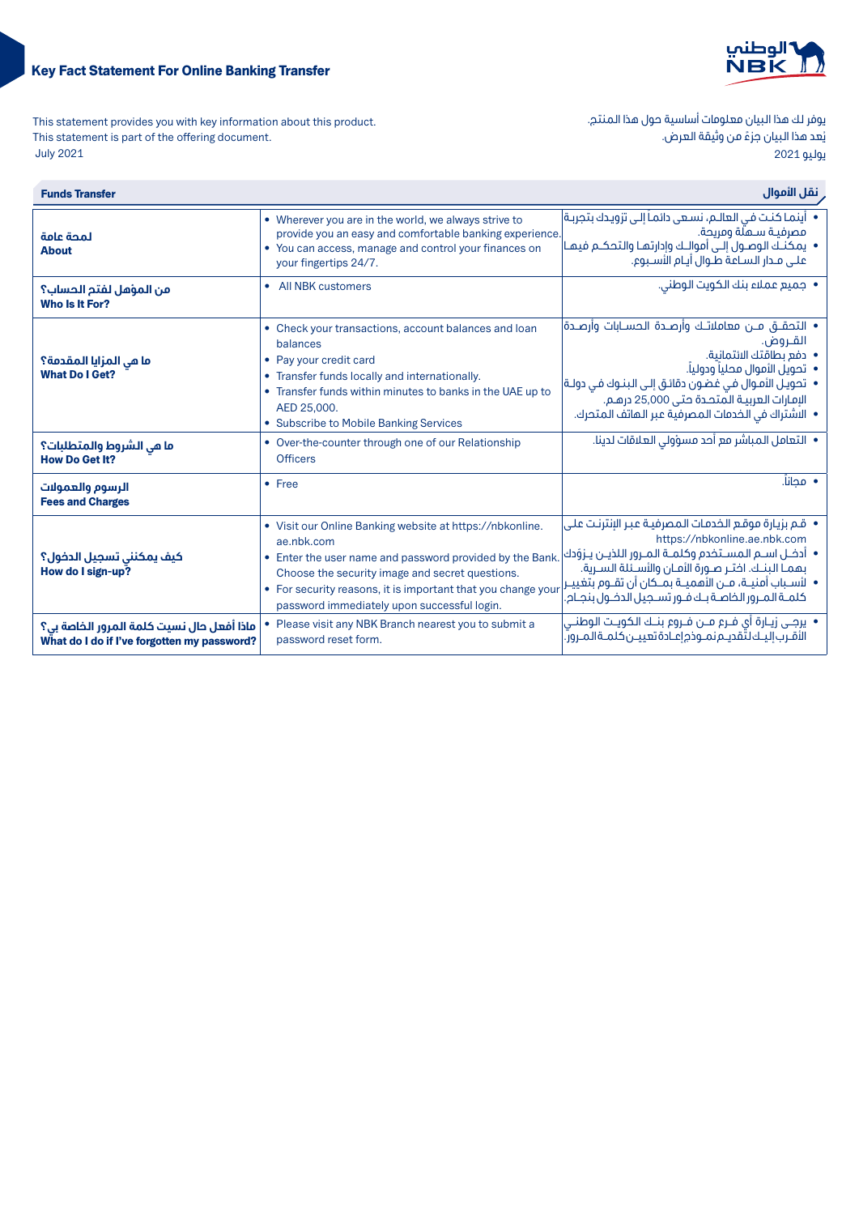# Key Fact Statement For Online Banking Transfer

This statement provides you with key information about this product.
This statement is part of the offering document.
July 2021

يوفر لك هذا البيان معلومات أساسية حول هذا المنتج.
يُعد هذا البيان جزءً من وثيقة العرض.
يوليو 2021

| Funds Transfer | | نقل الأموال |
|---|---|---|
| **لمحة عامة**<br>**About** | • Wherever you are in the world, we always strive to provide you an easy and comfortable banking experience.<br>• You can access, manage and control your finances on your fingertips 24/7. | • أينما كنت في العالم، نسعى دائماً إلى تزويدك بتجربة مصرفية سهلة ومريحة.<br>• يمكنك الوصول إلى أموالك وإدارتها والتحكم فيها على مدار الساعة طوال أيام الأسبوع. |
| **من المؤهل لفتح الحساب؟**<br>**Who Is It For?** | • All NBK customers | • جميع عملاء بنك الكويت الوطني. |
| **ما هي المزايا المقدمة؟**<br>**What Do I Get?** | • Check your transactions, account balances and loan balances<br>• Pay your credit card<br>• Transfer funds locally and internationally.<br>• Transfer funds within minutes to banks in the UAE up to AED 25,000.<br>• Subscribe to Mobile Banking Services | • التحقق من معاملاتك وأرصدة الحسابات وأرصدة القروض.<br>• دفع بطاقتك الائتمانية.<br>• تحويل الأموال محلياً ودولياً.<br>• تحويل الأموال في غضون دقائق إلى البنوك في دولة الإمارات العربية المتحدة حتى 25,000 درهم.<br>• الاشتراك في الخدمات المصرفية عبر الهاتف المتحرك. |
| **ما هي الشروط والمتطلبات؟**<br>**How Do Get It?** | • Over-the-counter through one of our Relationship Officers | • التعامل المباشر مع أحد مسؤولي العلاقات لدينا. |
| **الرسوم والعمولات**<br>**Fees and Charges** | • Free | • مجاناً. |
| **كيف يمكنني تسجيل الدخول؟**<br>**How do I sign-up?** | • Visit our Online Banking website at https://nbkonline.ae.nbk.com<br>• Enter the user name and password provided by the Bank. Choose the security image and secret questions.<br>• For security reasons, it is important that you change your password immediately upon successful login. | • قم بزيارة موقع الخدمات المصرفية عبر الإنترنت على https://nbkonline.ae.nbk.com<br>• أدخل اسم المستخدم وكلمة المرور اللذين يزوّدك بهما البنك. اختر صورة الأمان والأسئلة السرية.<br>• لأسباب أمنية، من الأهمية بمكان أن تقوم بتغيير كلمة المرور الخاصة بك فور تسجيل الدخول بنجاح. |
| **ماذا أفعل حال نسيت كلمة المرور الخاصة بي؟**<br>**What do I do if I've forgotten my password?** | • Please visit any NBK Branch nearest you to submit a password reset form. | • يرجى زيارة أي فرع من فروع بنك الكويت الوطني الأقرب إليك لتقديم نموذج إعادة تعيين كلمة المرور. |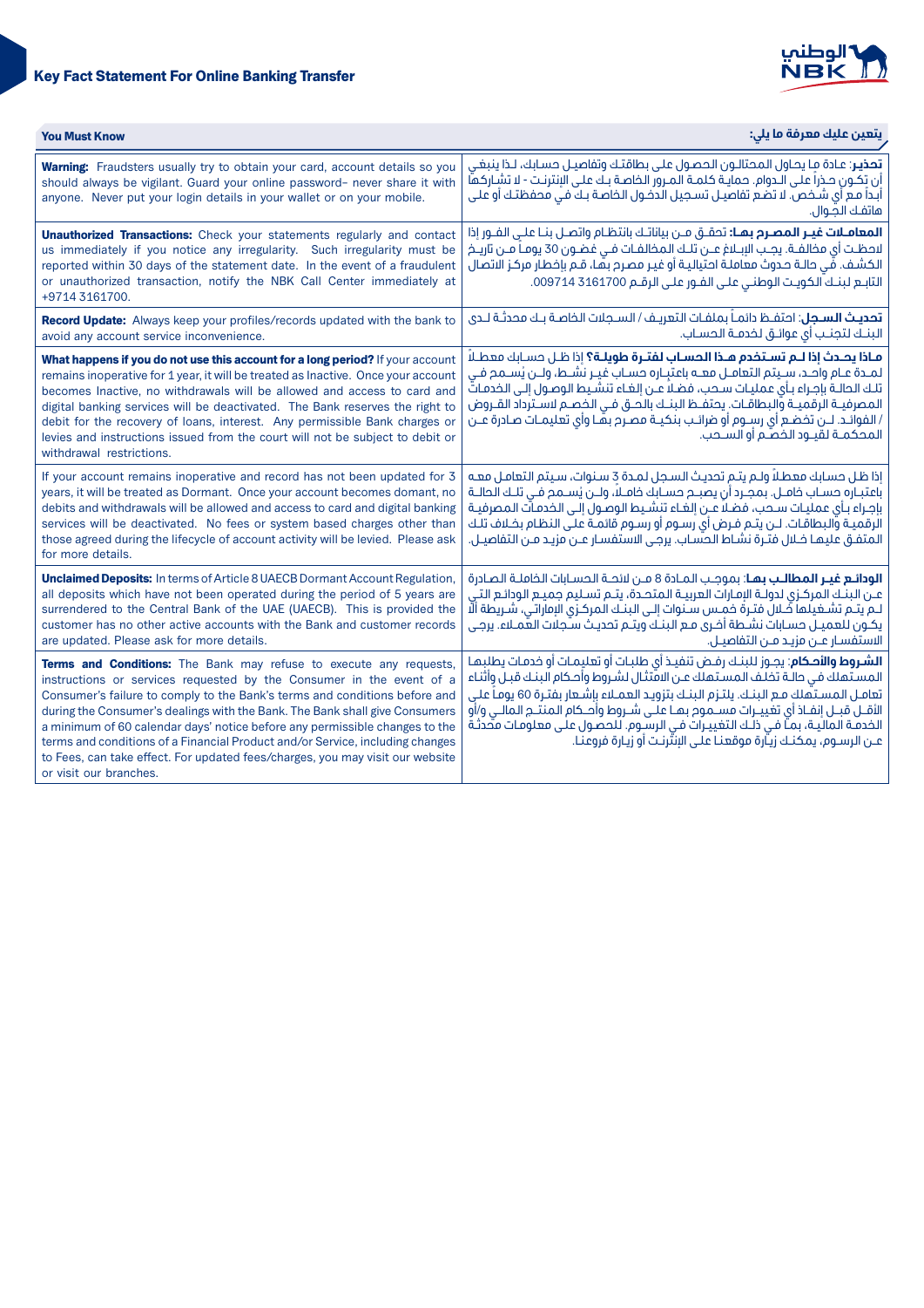# Key Fact Statement For Online Banking Transfer

| You Must Know | يتعين عليك معرفة ما يلي: |
|---|---|
| **Warning:** Fraudsters usually try to obtain your card, account details so you should always be vigilant. Guard your online password– never share it with anyone. Never put your login details in your wallet or on your mobile. | **تحذير**: عادة ما يحاول المحتالون الحصول على بطاقتك وتفاصيل حسابك، لذا ينبغي أن تكون حذراً على الدوام. حماية كلمة المرور الخاصة بك على الإنترنت - لا تشاركها أبداً مع أي شخص. لا تضع تفاصيل تسجيل الدخول الخاصة بك في محفظتك أو على هاتفك الجوال. |
| **Unauthorized Transactions:** Check your statements regularly and contact us immediately if you notice any irregularity. Such irregularity must be reported within 30 days of the statement date. In the event of a fraudulent or unauthorized transaction, notify the NBK Call Center immediately at +9714 3161700. | **المعاملات غير المصرح بها:** تحقق من بياناتك بانتظام واتصل بنا على الفور إذا لاحظت أي مخالفة. يجب الإبلاغ عن تلك المخالفات في غضون 30 يوماً من تاريخ الكشف. في حالة حدوث معاملة احتيالية أو غير مصرح بها، قم بإخطار مركز الاتصال التابع لبنك الكويت الوطني على الفور على الرقم 009714 3161700. |
| **Record Update:** Always keep your profiles/records updated with the bank to avoid any account service inconvenience. | **تحديث السجل**: احتفظ دائماً بملفات التعريف / السجلات الخاصة بك محدثة لدى البنك لتجنب أي عوائق لخدمة الحساب. |
| **What happens if you do not use this account for a long period?** If your account remains inoperative for 1 year, it will be treated as Inactive. Once your account becomes Inactive, no withdrawals will be allowed and access to card and digital banking services will be deactivated. The Bank reserves the right to debit for the recovery of loans, interest. Any permissible Bank charges or levies and instructions issued from the court will not be subject to debit or withdrawal restrictions. | **ماذا يحدث إذا لم تستخدم هذا الحساب لفترة طويلة؟** إذا ظل حسابك معطلاً لمدة عام واحد، سيتم التعامل معه باعتباره حساب غير نشط، ولن يُسمح في تلك الحالة بإجراء بأي عمليات سحب، فضلا عن إلغاء تنشيط الوصول إلى الخدمات المصرفية الرقمية والبطاقات. يحتفظ البنك بالحق في الخصم لاسترداد القروض / الفوائد. لن تخضع أي رسوم أو ضرائب بنكية مصرح بها وأي تعليمات صادرة عن المحكمة لقيود الخصم أو السحب. |
| If your account remains inoperative and record has not been updated for 3 years, it will be treated as Dormant. Once your account becomes dormant, no debits and withdrawals will be allowed and access to card and digital banking services will be deactivated. No fees or system based charges other than those agreed during the lifecycle of account activity will be levied. Please ask for more details. | إذا ظل حسابك معطلاً ولم يتم تحديث السجل لمدة 3 سنوات، سيتم التعامل معه باعتباره حساب خامل. بمجرد أن يصبح حسابك خاملاً، ولن يُسمح في تلك الحالة بإجراء بأي عمليات سحب، فضلا عن إلغاء تنشيط الوصول إلى الخدمات المصرفية الرقمية والبطاقات. لن يتم فرض أي رسوم أو رسوم قائمة على النظام بخلاف تلك المتفق عليها خلال فترة نشاط الحساب. يرجى الاستفسار عن مزيد من التفاصيل. |
| **Unclaimed Deposits:** In terms of Article 8 UAECB Dormant Account Regulation, all deposits which have not been operated during the period of 5 years are surrendered to the Central Bank of the UAE (UAECB). This is provided the customer has no other active accounts with the Bank and customer records are updated. Please ask for more details. | **الودائع غير المطالب بها**: بموجب المادة 8 من لائحة الحسابات الخاملة الصادرة عن البنك المركزي لدولة الإمارات العربية المتحدة، يتم تسليم جميع الودائع التي لم يتم تشغيلها خلال فترة خمس سنوات إلى البنك المركزي الإماراتي، شريطة ألا يكون للعميل حسابات نشطة أخرى مع البنك ويتم تحديث سجلات العملاء. يرجى الاستفسار عن مزيد من التفاصيل. |
| **Terms and Conditions:** The Bank may refuse to execute any requests, instructions or services requested by the Consumer in the event of a Consumer's failure to comply to the Bank's terms and conditions before and during the Consumer's dealings with the Bank. The Bank shall give Consumers a minimum of 60 calendar days' notice before any permissible changes to the terms and conditions of a Financial Product and/or Service, including changes to Fees, can take effect. For updated fees/charges, you may visit our website or visit our branches. | **الشروط والأحكام**: يجوز للبنك رفض تنفيذ أي طلبات أو تعليمات أو خدمات يطلبها المستهلك في حالة تخلف المستهلك عن الامتثال لشروط وأحكام البنك قبل وأثناء تعامل المستهلك مع البنك. يلتزم البنك بتزويد العملاء بإشعار بفترة 60 يوماً على الأقل قبل إنفاذ أي تغييرات مسموح بها على شروط وأحكام المنتج المالي و/أو الخدمة المالية، بما في ذلك التغييرات في الرسوم. للحصول على معلومات محدثة عن الرسوم، يمكنك زيارة موقعنا على الإنترنت أو زيارة فروعنا. |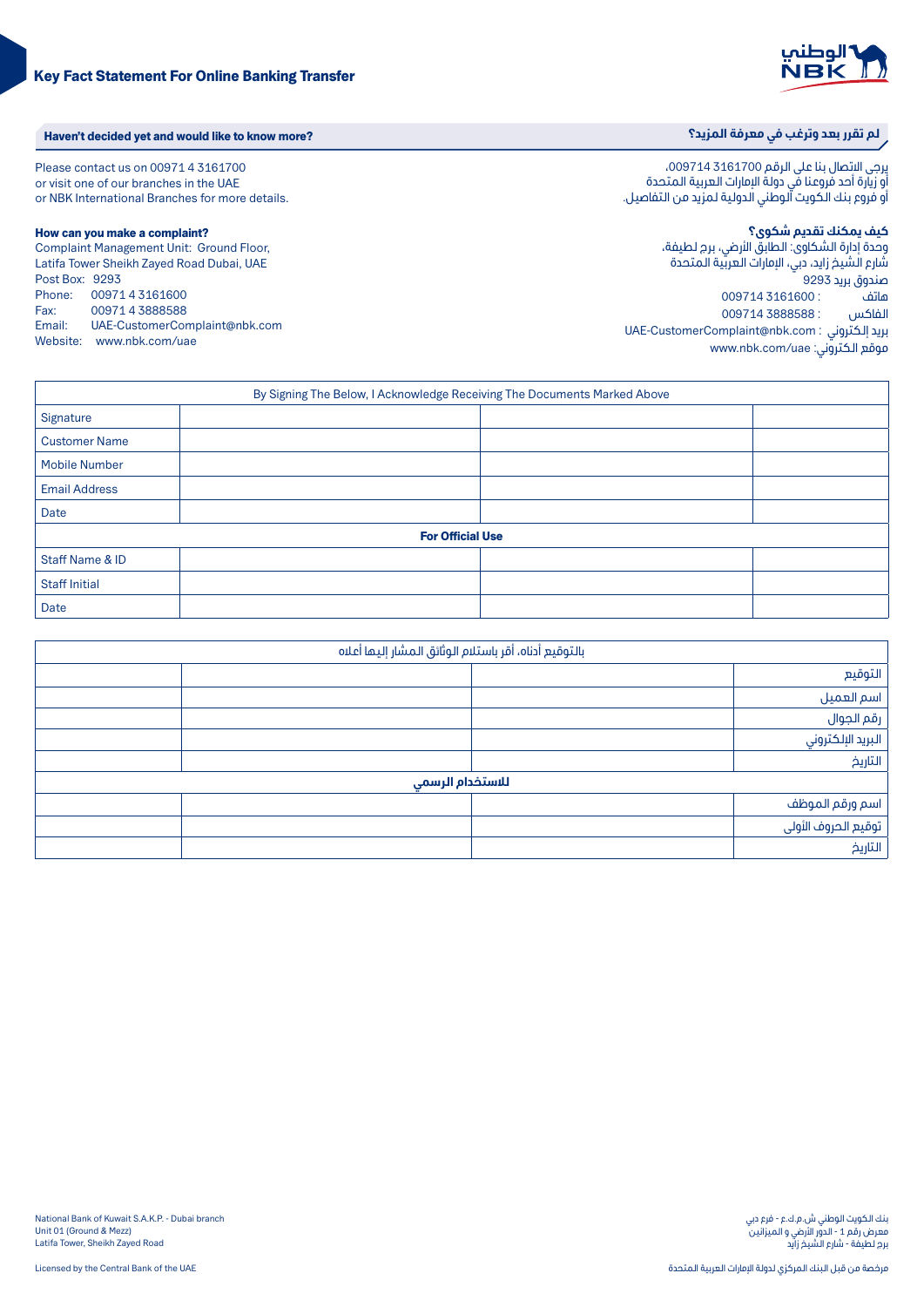# Key Fact Statement For Online Banking Transfer

## Haven't decided yet and would like to know more?

Please contact us on 00971 4 3161700
or visit one of our branches in the UAE
or NBK International Branches for more details.

**How can you make a complaint?**

Complaint Management Unit: Ground Floor,
Latifa Tower Sheikh Zayed Road Dubai, UAE
Post Box: 9293
Phone: 00971 4 3161600
Fax: 00971 4 3888588
Email: UAE-CustomerComplaint@nbk.com
Website: www.nbk.com/uae

## لم تقرر بعد وترغب في معرفة المزيد؟

يرجى الاتصال بنا على الرقم 009714 3161700،
أو زيارة أحد فروعنا في دولة الإمارات العربية المتحدة
أو فروع بنك الكويت الوطني الدولية لمزيد من التفاصيل.

**كيف يمكنك تقديم شكوى؟**

وحدة إدارة الشكاوى: الطابق الأرضي، برج لطيفة،
شارع الشيخ زايد، دبي، الإمارات العربية المتحدة
صندوق بريد 9293
هاتف : 009714 3161600
الفاكس : 009714 3888588
بريد إلكتروني : UAE-CustomerComplaint@nbk.com
موقع الكتروني: www.nbk.com/uae

| By Signing The Below, I Acknowledge Receiving The Documents Marked Above | | | |
|---|---|---|---|
| Signature | | | |
| Customer Name | | | |
| Mobile Number | | | |
| Email Address | | | |
| Date | | | |
| **For Official Use** | | | |
| Staff Name & ID | | | |
| Staff Initial | | | |
| Date | | | |

| | | | بالتوقيع أدناه، أقر باستلام الوثائق المشار إليها أعلاه |
|---|---|---|---|
| | | | التوقيع |
| | | | اسم العميل |
| | | | رقم الجوال |
| | | | البريد الإلكتروني |
| | | | التاريخ |
| | | | **للاستخدام الرسمي** |
| | | | اسم ورقم الموظف |
| | | | توقيع الحروف الأولى |
| | | | التاريخ |

National Bank of Kuwait S.A.K.P. - Dubai branch
Unit 01 (Ground & Mezz)
Latifa Tower, Sheikh Zayed Road

Licensed by the Central Bank of the UAE

بنك الكويت الوطني ش.م.ك.ع - فرع دبي
معرض رقم 1 - الدور الأرضي و الميزانين
برج لطيفة - شارع الشيخ زايد

مرخصة من قبل البنك المركزي لدولة الإمارات العربية المتحدة